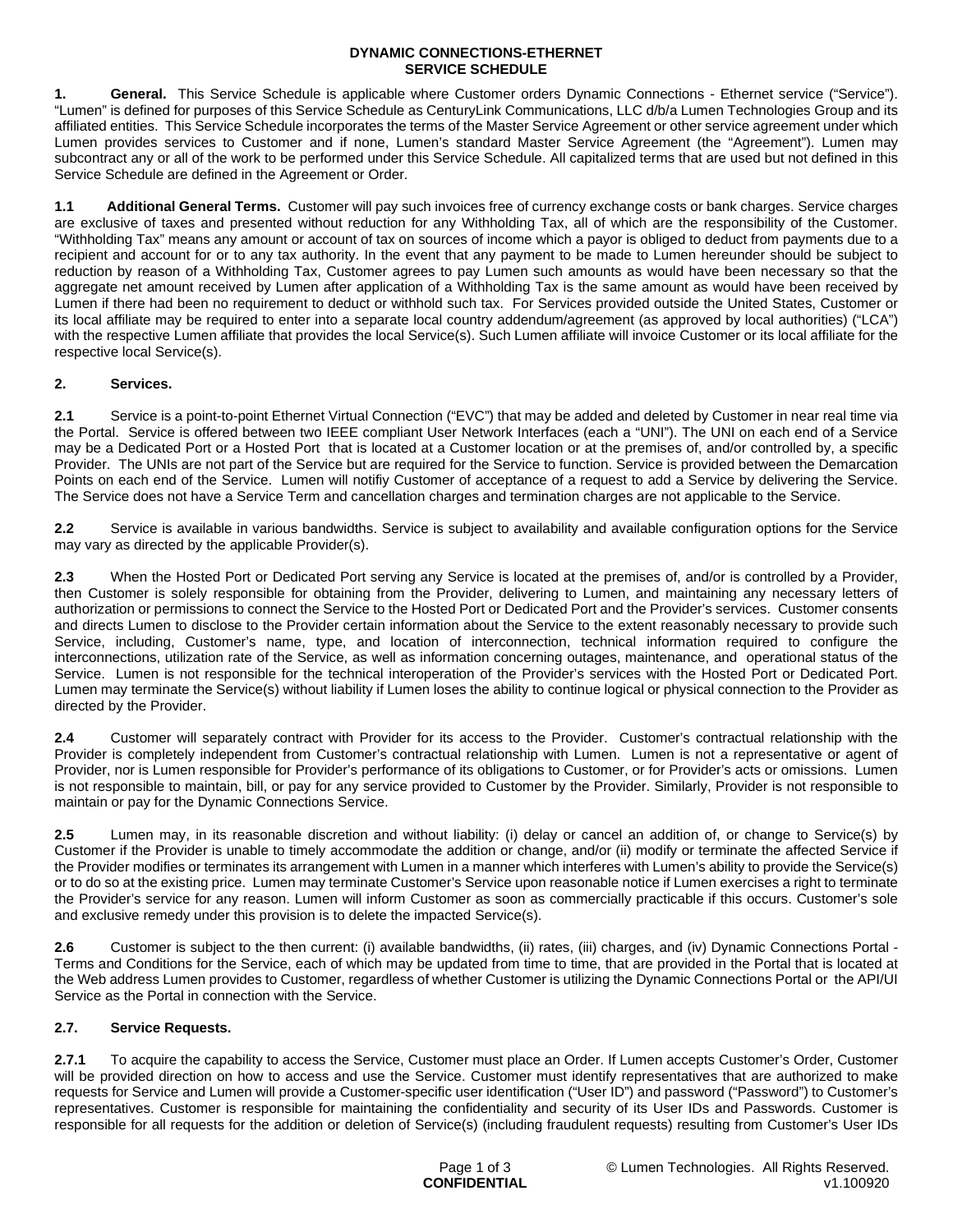# DYNAMIC CONNECTIONS-ETHERNET
# SERVICE SCHEDULE

**1. General.** This Service Schedule is applicable where Customer orders Dynamic Connections - Ethernet service ("Service"). "Lumen" is defined for purposes of this Service Schedule as CenturyLink Communications, LLC d/b/a Lumen Technologies Group and its affiliated entities. This Service Schedule incorporates the terms of the Master Service Agreement or other service agreement under which Lumen provides services to Customer and if none, Lumen's standard Master Service Agreement (the "Agreement"). Lumen may subcontract any or all of the work to be performed under this Service Schedule. All capitalized terms that are used but not defined in this Service Schedule are defined in the Agreement or Order.

**1.1 Additional General Terms.** Customer will pay such invoices free of currency exchange costs or bank charges. Service charges are exclusive of taxes and presented without reduction for any Withholding Tax, all of which are the responsibility of the Customer. "Withholding Tax" means any amount or account of tax on sources of income which a payor is obliged to deduct from payments due to a recipient and account for or to any tax authority. In the event that any payment to be made to Lumen hereunder should be subject to reduction by reason of a Withholding Tax, Customer agrees to pay Lumen such amounts as would have been necessary so that the aggregate net amount received by Lumen after application of a Withholding Tax is the same amount as would have been received by Lumen if there had been no requirement to deduct or withhold such tax. For Services provided outside the United States, Customer or its local affiliate may be required to enter into a separate local country addendum/agreement (as approved by local authorities) ("LCA") with the respective Lumen affiliate that provides the local Service(s). Such Lumen affiliate will invoice Customer or its local affiliate for the respective local Service(s).

**2. Services.**

**2.1** Service is a point-to-point Ethernet Virtual Connection ("EVC") that may be added and deleted by Customer in near real time via the Portal. Service is offered between two IEEE compliant User Network Interfaces (each a "UNI"). The UNI on each end of a Service may be a Dedicated Port or a Hosted Port that is located at a Customer location or at the premises of, and/or controlled by, a specific Provider. The UNIs are not part of the Service but are required for the Service to function. Service is provided between the Demarcation Points on each end of the Service. Lumen will notifiy Customer of acceptance of a request to add a Service by delivering the Service. The Service does not have a Service Term and cancellation charges and termination charges are not applicable to the Service.

**2.2** Service is available in various bandwidths. Service is subject to availability and available configuration options for the Service may vary as directed by the applicable Provider(s).

**2.3** When the Hosted Port or Dedicated Port serving any Service is located at the premises of, and/or is controlled by a Provider, then Customer is solely responsible for obtaining from the Provider, delivering to Lumen, and maintaining any necessary letters of authorization or permissions to connect the Service to the Hosted Port or Dedicated Port and the Provider's services. Customer consents and directs Lumen to disclose to the Provider certain information about the Service to the extent reasonably necessary to provide such Service, including, Customer's name, type, and location of interconnection, technical information required to configure the interconnections, utilization rate of the Service, as well as information concerning outages, maintenance, and operational status of the Service. Lumen is not responsible for the technical interoperation of the Provider's services with the Hosted Port or Dedicated Port. Lumen may terminate the Service(s) without liability if Lumen loses the ability to continue logical or physical connection to the Provider as directed by the Provider.

**2.4** Customer will separately contract with Provider for its access to the Provider. Customer's contractual relationship with the Provider is completely independent from Customer's contractual relationship with Lumen. Lumen is not a representative or agent of Provider, nor is Lumen responsible for Provider's performance of its obligations to Customer, or for Provider's acts or omissions. Lumen is not responsible to maintain, bill, or pay for any service provided to Customer by the Provider. Similarly, Provider is not responsible to maintain or pay for the Dynamic Connections Service.

**2.5** Lumen may, in its reasonable discretion and without liability: (i) delay or cancel an addition of, or change to Service(s) by Customer if the Provider is unable to timely accommodate the addition or change, and/or (ii) modify or terminate the affected Service if the Provider modifies or terminates its arrangement with Lumen in a manner which interferes with Lumen's ability to provide the Service(s) or to do so at the existing price. Lumen may terminate Customer's Service upon reasonable notice if Lumen exercises a right to terminate the Provider's service for any reason. Lumen will inform Customer as soon as commercially practicable if this occurs. Customer's sole and exclusive remedy under this provision is to delete the impacted Service(s).

**2.6** Customer is subject to the then current: (i) available bandwidths, (ii) rates, (iii) charges, and (iv) Dynamic Connections Portal - Terms and Conditions for the Service, each of which may be updated from time to time, that are provided in the Portal that is located at the Web address Lumen provides to Customer, regardless of whether Customer is utilizing the Dynamic Connections Portal or the API/UI Service as the Portal in connection with the Service.

**2.7. Service Requests.**

**2.7.1** To acquire the capability to access the Service, Customer must place an Order. If Lumen accepts Customer's Order, Customer will be provided direction on how to access and use the Service. Customer must identify representatives that are authorized to make requests for Service and Lumen will provide a Customer-specific user identification ("User ID") and password ("Password") to Customer's representatives. Customer is responsible for maintaining the confidentiality and security of its User IDs and Passwords. Customer is responsible for all requests for the addition or deletion of Service(s) (including fraudulent requests) resulting from Customer's User IDs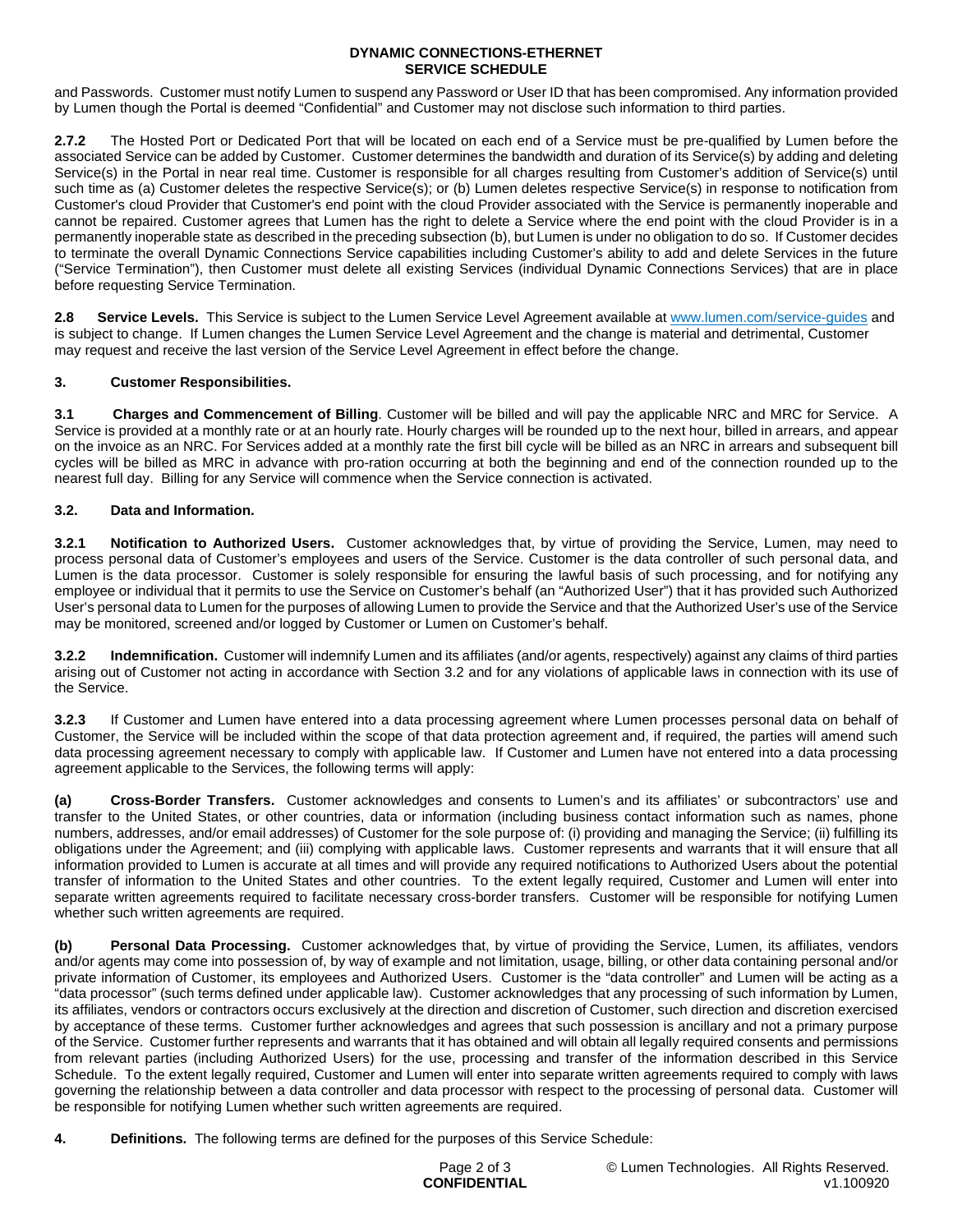and Passwords. Customer must notify Lumen to suspend any Password or User ID that has been compromised. Any information provided by Lumen though the Portal is deemed "Confidential" and Customer may not disclose such information to third parties.

**2.7.2** The Hosted Port or Dedicated Port that will be located on each end of a Service must be pre-qualified by Lumen before the associated Service can be added by Customer. Customer determines the bandwidth and duration of its Service(s) by adding and deleting Service(s) in the Portal in near real time. Customer is responsible for all charges resulting from Customer's addition of Service(s) until such time as (a) Customer deletes the respective Service(s); or (b) Lumen deletes respective Service(s) in response to notification from Customer's cloud Provider that Customer's end point with the cloud Provider associated with the Service is permanently inoperable and cannot be repaired. Customer agrees that Lumen has the right to delete a Service where the end point with the cloud Provider is in a permanently inoperable state as described in the preceding subsection (b), but Lumen is under no obligation to do so. If Customer decides to terminate the overall Dynamic Connections Service capabilities including Customer's ability to add and delete Services in the future ("Service Termination"), then Customer must delete all existing Services (individual Dynamic Connections Services) that are in place before requesting Service Termination.

**2.8 Service Levels.** This Service is subject to the Lumen Service Level Agreement available at www.lumen.com/service-guides and is subject to change. If Lumen changes the Lumen Service Level Agreement and the change is material and detrimental, Customer may request and receive the last version of the Service Level Agreement in effect before the change.

## 3. Customer Responsibilities.

**3.1 Charges and Commencement of Billing**. Customer will be billed and will pay the applicable NRC and MRC for Service. A Service is provided at a monthly rate or at an hourly rate. Hourly charges will be rounded up to the next hour, billed in arrears, and appear on the invoice as an NRC. For Services added at a monthly rate the first bill cycle will be billed as an NRC in arrears and subsequent bill cycles will be billed as MRC in advance with pro-ration occurring at both the beginning and end of the connection rounded up to the nearest full day. Billing for any Service will commence when the Service connection is activated.

### 3.2. Data and Information.

**3.2.1 Notification to Authorized Users.** Customer acknowledges that, by virtue of providing the Service, Lumen, may need to process personal data of Customer's employees and users of the Service. Customer is the data controller of such personal data, and Lumen is the data processor. Customer is solely responsible for ensuring the lawful basis of such processing, and for notifying any employee or individual that it permits to use the Service on Customer's behalf (an "Authorized User") that it has provided such Authorized User's personal data to Lumen for the purposes of allowing Lumen to provide the Service and that the Authorized User's use of the Service may be monitored, screened and/or logged by Customer or Lumen on Customer's behalf.

**3.2.2 Indemnification.** Customer will indemnify Lumen and its affiliates (and/or agents, respectively) against any claims of third parties arising out of Customer not acting in accordance with Section 3.2 and for any violations of applicable laws in connection with its use of the Service.

**3.2.3** If Customer and Lumen have entered into a data processing agreement where Lumen processes personal data on behalf of Customer, the Service will be included within the scope of that data protection agreement and, if required, the parties will amend such data processing agreement necessary to comply with applicable law. If Customer and Lumen have not entered into a data processing agreement applicable to the Services, the following terms will apply:

**(a) Cross-Border Transfers.** Customer acknowledges and consents to Lumen's and its affiliates' or subcontractors' use and transfer to the United States, or other countries, data or information (including business contact information such as names, phone numbers, addresses, and/or email addresses) of Customer for the sole purpose of: (i) providing and managing the Service; (ii) fulfilling its obligations under the Agreement; and (iii) complying with applicable laws. Customer represents and warrants that it will ensure that all information provided to Lumen is accurate at all times and will provide any required notifications to Authorized Users about the potential transfer of information to the United States and other countries. To the extent legally required, Customer and Lumen will enter into separate written agreements required to facilitate necessary cross-border transfers. Customer will be responsible for notifying Lumen whether such written agreements are required.

**(b) Personal Data Processing.** Customer acknowledges that, by virtue of providing the Service, Lumen, its affiliates, vendors and/or agents may come into possession of, by way of example and not limitation, usage, billing, or other data containing personal and/or private information of Customer, its employees and Authorized Users. Customer is the "data controller" and Lumen will be acting as a "data processor" (such terms defined under applicable law). Customer acknowledges that any processing of such information by Lumen, its affiliates, vendors or contractors occurs exclusively at the direction and discretion of Customer, such direction and discretion exercised by acceptance of these terms. Customer further acknowledges and agrees that such possession is ancillary and not a primary purpose of the Service. Customer further represents and warrants that it has obtained and will obtain all legally required consents and permissions from relevant parties (including Authorized Users) for the use, processing and transfer of the information described in this Service Schedule. To the extent legally required, Customer and Lumen will enter into separate written agreements required to comply with laws governing the relationship between a data controller and data processor with respect to the processing of personal data. Customer will be responsible for notifying Lumen whether such written agreements are required.

**4. Definitions.** The following terms are defined for the purposes of this Service Schedule: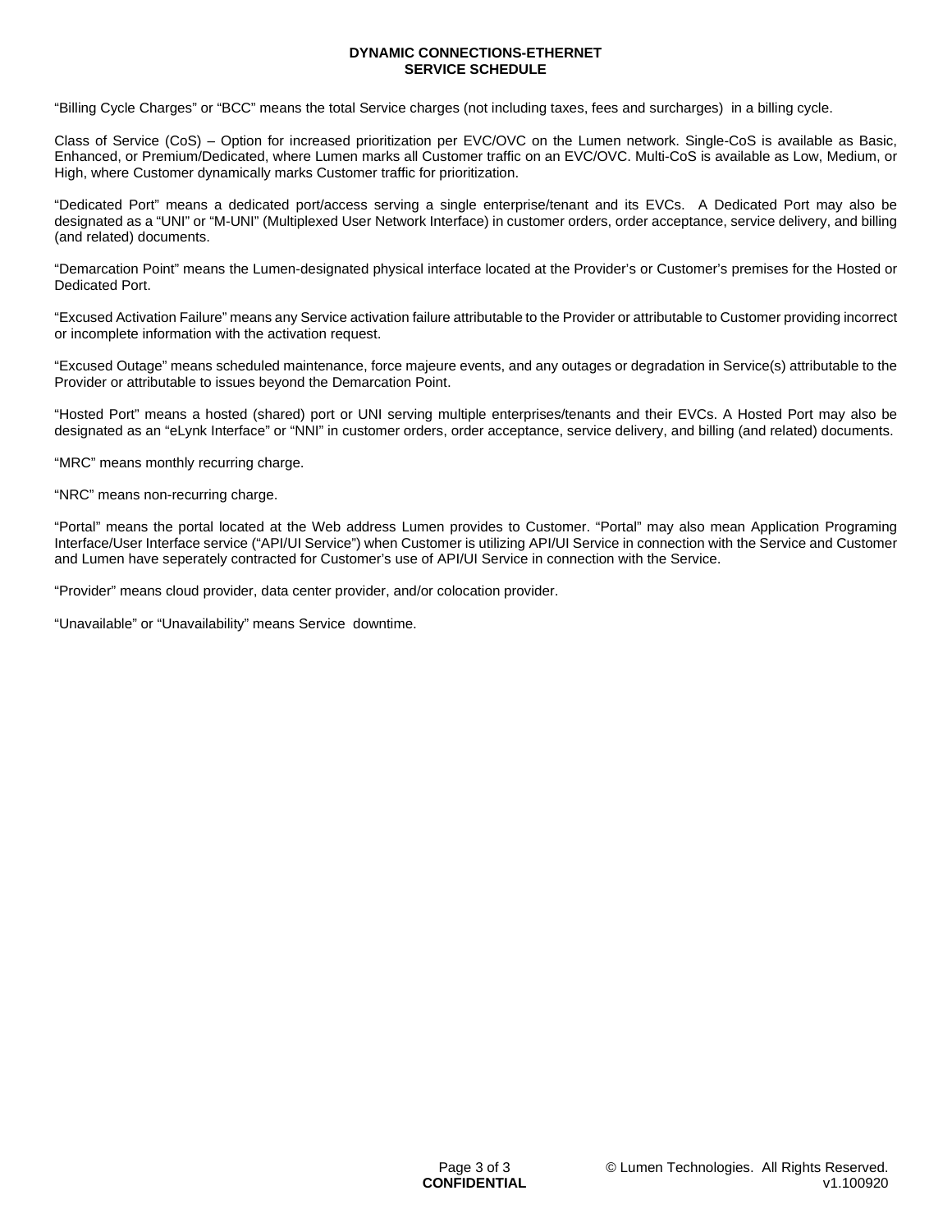"Billing Cycle Charges" or "BCC" means the total Service charges (not including taxes, fees and surcharges) in a billing cycle.

Class of Service (CoS) – Option for increased prioritization per EVC/OVC on the Lumen network. Single-CoS is available as Basic, Enhanced, or Premium/Dedicated, where Lumen marks all Customer traffic on an EVC/OVC. Multi-CoS is available as Low, Medium, or High, where Customer dynamically marks Customer traffic for prioritization.

"Dedicated Port" means a dedicated port/access serving a single enterprise/tenant and its EVCs. A Dedicated Port may also be designated as a "UNI" or "M-UNI" (Multiplexed User Network Interface) in customer orders, order acceptance, service delivery, and billing (and related) documents.

"Demarcation Point" means the Lumen-designated physical interface located at the Provider's or Customer's premises for the Hosted or Dedicated Port.

"Excused Activation Failure" means any Service activation failure attributable to the Provider or attributable to Customer providing incorrect or incomplete information with the activation request.

"Excused Outage" means scheduled maintenance, force majeure events, and any outages or degradation in Service(s) attributable to the Provider or attributable to issues beyond the Demarcation Point.

"Hosted Port" means a hosted (shared) port or UNI serving multiple enterprises/tenants and their EVCs. A Hosted Port may also be designated as an "eLynk Interface" or "NNI" in customer orders, order acceptance, service delivery, and billing (and related) documents.

"MRC" means monthly recurring charge.

"NRC" means non-recurring charge.

"Portal" means the portal located at the Web address Lumen provides to Customer. "Portal" may also mean Application Programing Interface/User Interface service ("API/UI Service") when Customer is utilizing API/UI Service in connection with the Service and Customer and Lumen have seperately contracted for Customer's use of API/UI Service in connection with the Service.

"Provider" means cloud provider, data center provider, and/or colocation provider.

"Unavailable" or "Unavailability" means Service downtime.